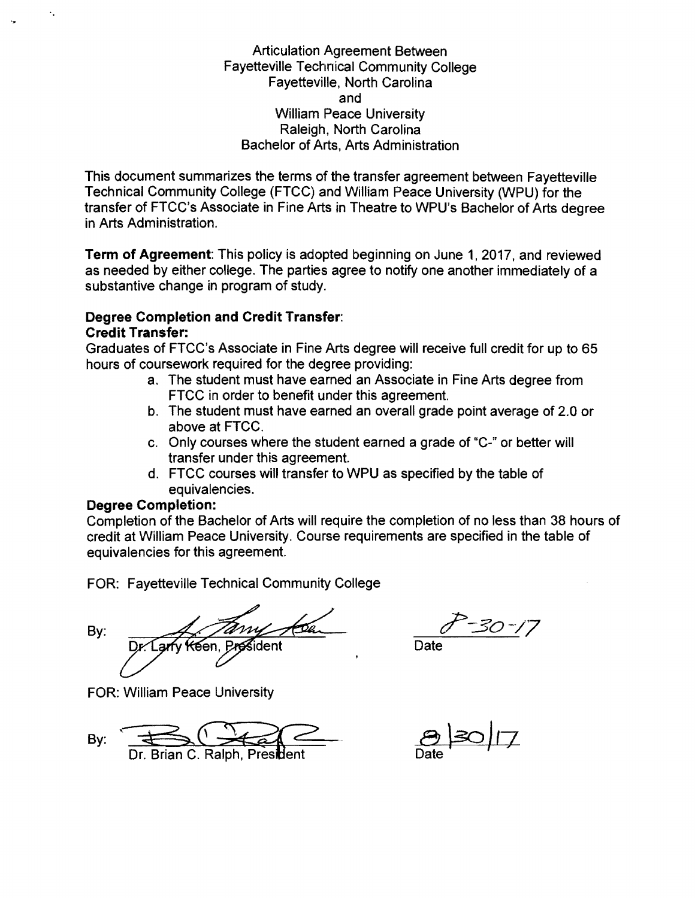# Articulation Agreement Between
# Fayetteville Technical Community College
# Fayetteville, North Carolina
# and
# William Peace University
# Raleigh, North Carolina
# Bachelor of Arts, Arts Administration

This document summarizes the terms of the transfer agreement between Fayetteville Technical Community College (FTCC) and William Peace University (WPU) for the transfer of FTCC's Associate in Fine Arts in Theatre to WPU's Bachelor of Arts degree in Arts Administration.

**Term of Agreement**: This policy is adopted beginning on June 1, 2017, and reviewed as needed by either college. The parties agree to notify one another immediately of a substantive change in program of study.

**Degree Completion and Credit Transfer**:

**Credit Transfer:**

Graduates of FTCC's Associate in Fine Arts degree will receive full credit for up to 65 hours of coursework required for the degree providing:

a. The student must have earned an Associate in Fine Arts degree from FTCC in order to benefit under this agreement.
b. The student must have earned an overall grade point average of 2.0 or above at FTCC.
c. Only courses where the student earned a grade of "C-" or better will transfer under this agreement.
d. FTCC courses will transfer to WPU as specified by the table of equivalencies.

**Degree Completion:**

Completion of the Bachelor of Arts will require the completion of no less than 38 hours of credit at William Peace University. Course requirements are specified in the table of equivalencies for this agreement.

FOR: Fayetteville Technical Community College

By: Dr. Larry Keen, President — Date: 8-30-17

FOR: William Peace University

By: Dr. Brian C. Ralph, President — Date: 8/30/17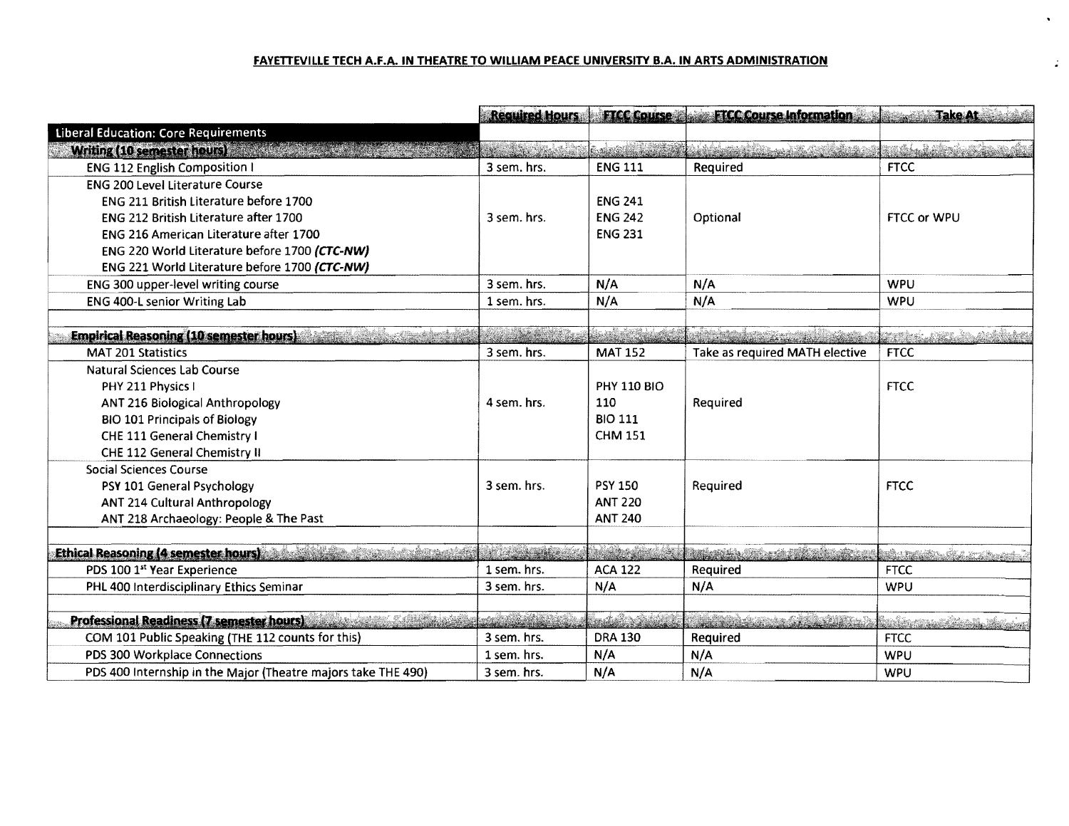## FAYETTEVILLE TECH A.F.A. IN THEATRE TO WILLIAM PEACE UNIVERSITY B.A. IN ARTS ADMINISTRATION

| | Required Hours | FTCC Course | FTCC Course Information | Take At |
|---|---|---|---|---|
| **Liberal Education: Core Requirements** | | | | |
| **Writing (10 semester hours)** | | | | |
| ENG 112 English Composition I | 3 sem. hrs. | ENG 111 | Required | FTCC |
| ENG 200 Level Literature Course<br>ENG 211 British Literature before 1700<br>ENG 212 British Literature after 1700<br>ENG 216 American Literature after 1700<br>ENG 220 World Literature before 1700 ***(CTC-NW)***<br>ENG 221 World Literature before 1700 ***(CTC-NW)*** | 3 sem. hrs. | ENG 241<br>ENG 242<br>ENG 231 | Optional | FTCC or WPU |
| ENG 300 upper-level writing course | 3 sem. hrs. | N/A | N/A | WPU |
| ENG 400-L senior Writing Lab | 1 sem. hrs. | N/A | N/A | WPU |
| | | | | |
| **Empirical Reasoning (10 semester hours)** | | | | |
| MAT 201 Statistics | 3 sem. hrs. | MAT 152 | Take as required MATH elective | FTCC |
| Natural Sciences Lab Course<br>PHY 211 Physics I<br>ANT 216 Biological Anthropology<br>BIO 101 Principals of Biology<br>CHE 111 General Chemistry I<br>CHE 112 General Chemistry II | 4 sem. hrs. | PHY 110 BIO 110<br>BIO 111<br>CHM 151 | Required | FTCC |
| Social Sciences Course<br>PSY 101 General Psychology<br>ANT 214 Cultural Anthropology<br>ANT 218 Archaeology: People & The Past | 3 sem. hrs. | PSY 150<br>ANT 220<br>ANT 240 | Required | FTCC |
| | | | | |
| **Ethical Reasoning (4 semester hours)** | | | | |
| PDS 100 1st Year Experience | 1 sem. hrs. | ACA 122 | Required | FTCC |
| PHL 400 Interdisciplinary Ethics Seminar | 3 sem. hrs. | N/A | N/A | WPU |
| | | | | |
| **Professional Readiness (7 semester hours)** | | | | |
| COM 101 Public Speaking (THE 112 counts for this) | 3 sem. hrs. | DRA 130 | Required | FTCC |
| PDS 300 Workplace Connections | 1 sem. hrs. | N/A | N/A | WPU |
| PDS 400 Internship in the Major (Theatre majors take THE 490) | 3 sem. hrs. | N/A | N/A | WPU |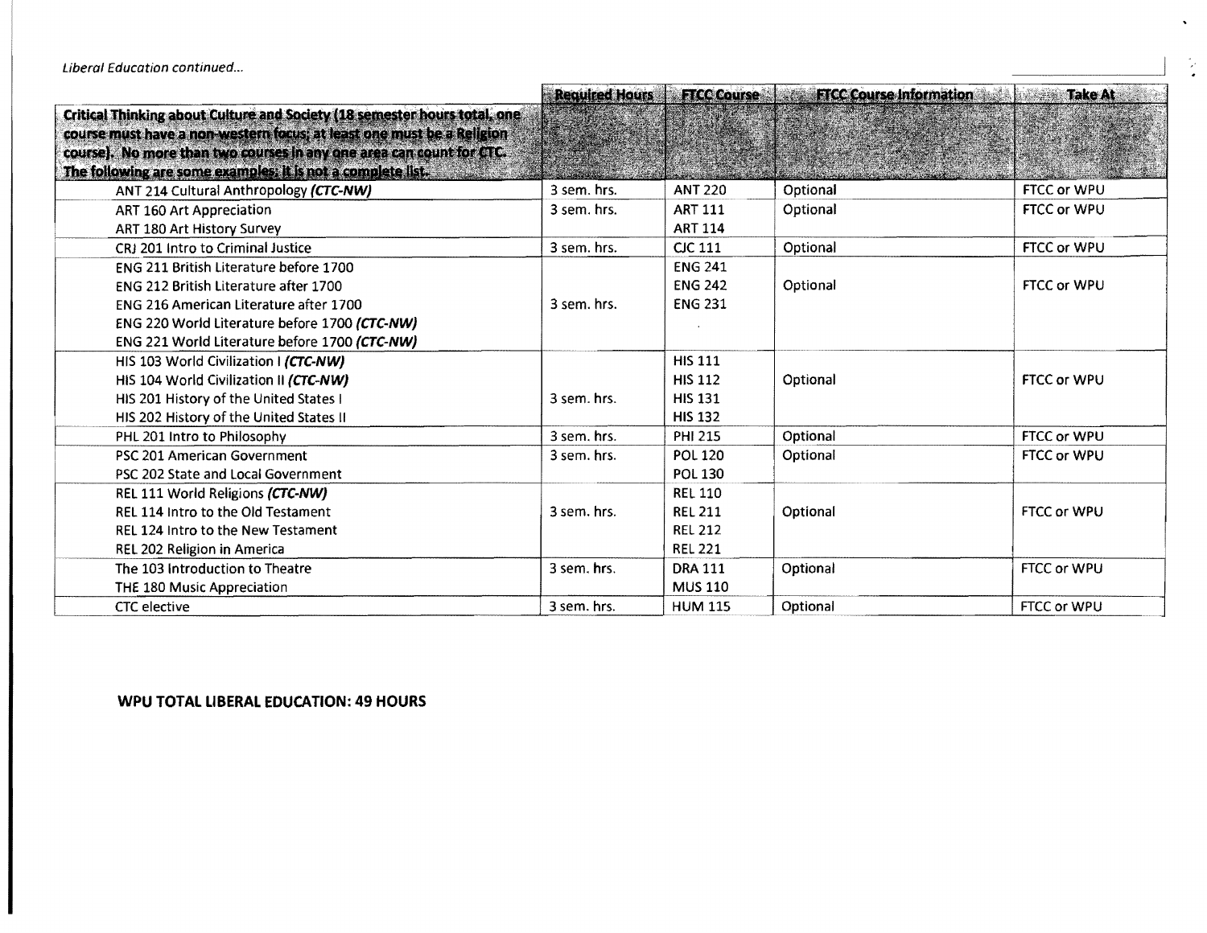*Liberal Education continued...*

| | Required Hours | FTCC Course | FTCC Course Information | Take At |
|---|---|---|---|---|
| **Critical Thinking about Culture and Society (18 semester hours total, one course must have a non-western focus; at least one must be a Religion course). No more than two courses in any one area can count for CTC. The following are some examples; it is not a complete list.** | | | | |
| ANT 214 Cultural Anthropology ***(CTC-NW)*** | 3 sem. hrs. | ANT 220 | Optional | FTCC or WPU |
| ART 160 Art Appreciation<br>ART 180 Art History Survey | 3 sem. hrs. | ART 111<br>ART 114 | Optional | FTCC or WPU |
| CRJ 201 Intro to Criminal Justice | 3 sem. hrs. | CJC 111 | Optional | FTCC or WPU |
| ENG 211 British Literature before 1700<br>ENG 212 British Literature after 1700<br>ENG 216 American Literature after 1700<br>ENG 220 World Literature before 1700 ***(CTC-NW)***<br>ENG 221 World Literature before 1700 ***(CTC-NW)*** | 3 sem. hrs. | ENG 241<br>ENG 242<br>ENG 231 | Optional | FTCC or WPU |
| HIS 103 World Civilization I ***(CTC-NW)***<br>HIS 104 World Civilization II ***(CTC-NW)***<br>HIS 201 History of the United States I<br>HIS 202 History of the United States II | 3 sem. hrs. | HIS 111<br>HIS 112<br>HIS 131<br>HIS 132 | Optional | FTCC or WPU |
| PHL 201 Intro to Philosophy | 3 sem. hrs. | PHI 215 | Optional | FTCC or WPU |
| PSC 201 American Government<br>PSC 202 State and Local Government | 3 sem. hrs. | POL 120<br>POL 130 | Optional | FTCC or WPU |
| REL 111 World Religions ***(CTC-NW)***<br>REL 114 Intro to the Old Testament<br>REL 124 Intro to the New Testament<br>REL 202 Religion in America | 3 sem. hrs. | REL 110<br>REL 211<br>REL 212<br>REL 221 | Optional | FTCC or WPU |
| The 103 Introduction to Theatre<br>THE 180 Music Appreciation | 3 sem. hrs. | DRA 111<br>MUS 110 | Optional | FTCC or WPU |
| CTC elective | 3 sem. hrs. | HUM 115 | Optional | FTCC or WPU |

**WPU TOTAL LIBERAL EDUCATION: 49 HOURS**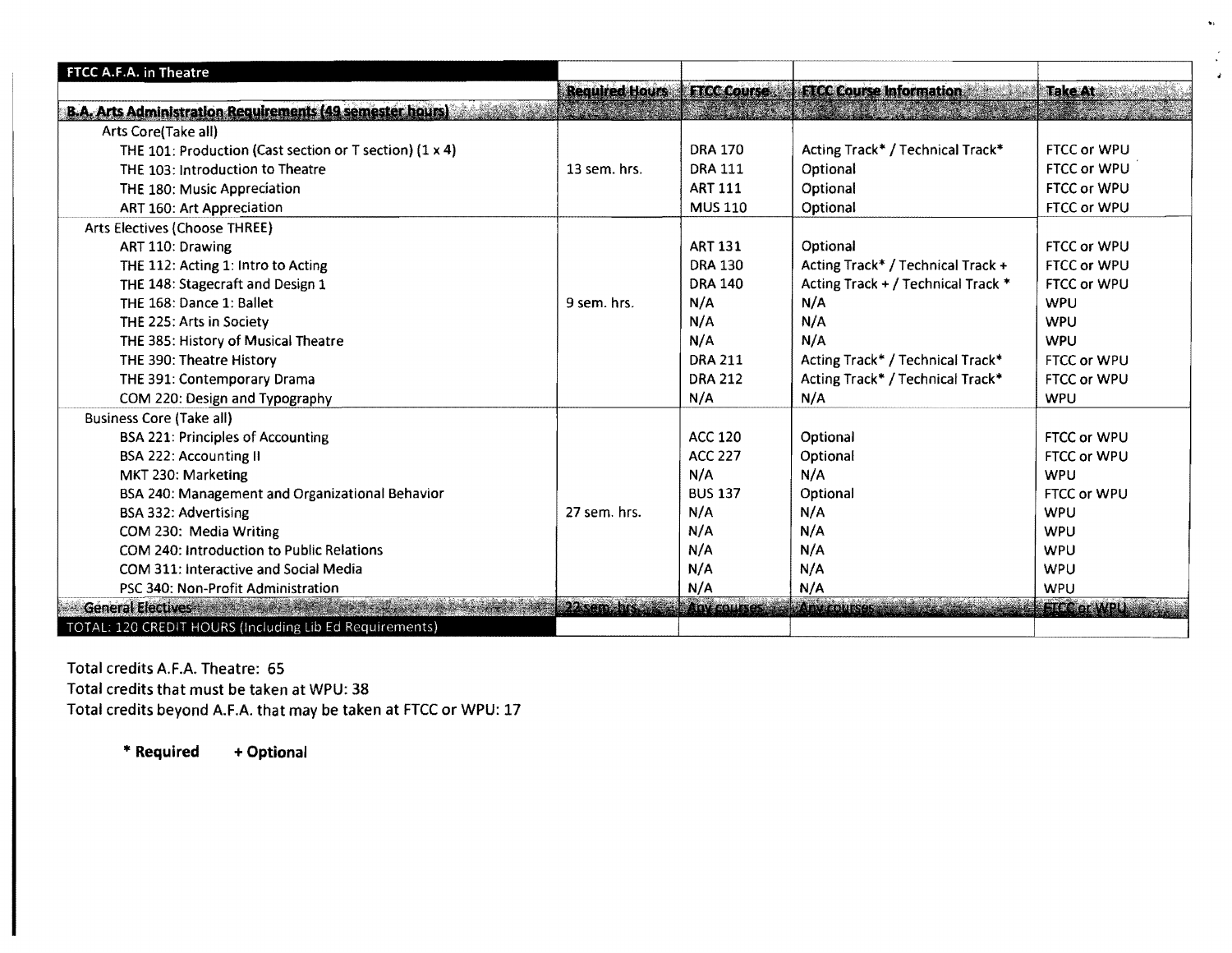| FTCC A.F.A. in Theatre | | | | |
|---|---|---|---|---|
| | Required Hours | FTCC Course | FTCC Course Information | Take At |
| **B.A. Arts Administration Requirements (49 semester hours)** | | | | |
| Arts Core(Take all) | | | | |
| THE 101: Production (Cast section or T section) (1 x 4) | | DRA 170 | Acting Track* / Technical Track* | FTCC or WPU |
| THE 103: Introduction to Theatre | 13 sem. hrs. | DRA 111 | Optional | FTCC or WPU |
| THE 180: Music Appreciation | | ART 111 | Optional | FTCC or WPU |
| ART 160: Art Appreciation | | MUS 110 | Optional | FTCC or WPU |
| Arts Electives (Choose THREE) | | | | |
| ART 110: Drawing | | ART 131 | Optional | FTCC or WPU |
| THE 112: Acting 1: Intro to Acting | | DRA 130 | Acting Track* / Technical Track + | FTCC or WPU |
| THE 148: Stagecraft and Design 1 | | DRA 140 | Acting Track + / Technical Track * | FTCC or WPU |
| THE 168: Dance 1: Ballet | 9 sem. hrs. | N/A | N/A | WPU |
| THE 225: Arts in Society | | N/A | N/A | WPU |
| THE 385: History of Musical Theatre | | N/A | N/A | WPU |
| THE 390: Theatre History | | DRA 211 | Acting Track* / Technical Track* | FTCC or WPU |
| THE 391: Contemporary Drama | | DRA 212 | Acting Track* / Technical Track* | FTCC or WPU |
| COM 220: Design and Typography | | N/A | N/A | WPU |
| Business Core (Take all) | | | | |
| BSA 221: Principles of Accounting | | ACC 120 | Optional | FTCC or WPU |
| BSA 222: Accounting II | | ACC 227 | Optional | FTCC or WPU |
| MKT 230: Marketing | | N/A | N/A | WPU |
| BSA 240: Management and Organizational Behavior | | BUS 137 | Optional | FTCC or WPU |
| BSA 332: Advertising | 27 sem. hrs. | N/A | N/A | WPU |
| COM 230: Media Writing | | N/A | N/A | WPU |
| COM 240: Introduction to Public Relations | | N/A | N/A | WPU |
| COM 311: Interactive and Social Media | | N/A | N/A | WPU |
| PSC 340: Non-Profit Administration | | N/A | N/A | WPU |
| General Electives | 22 sem. hrs. | Any courses | Any courses | FTCC or WPU |
| TOTAL: 120 CREDIT HOURS (Including Lib Ed Requirements) | | | | |

Total credits A.F.A. Theatre: 65

Total credits that must be taken at WPU: 38

Total credits beyond A.F.A. that may be taken at FTCC or WPU: 17

**\* Required** **+ Optional**